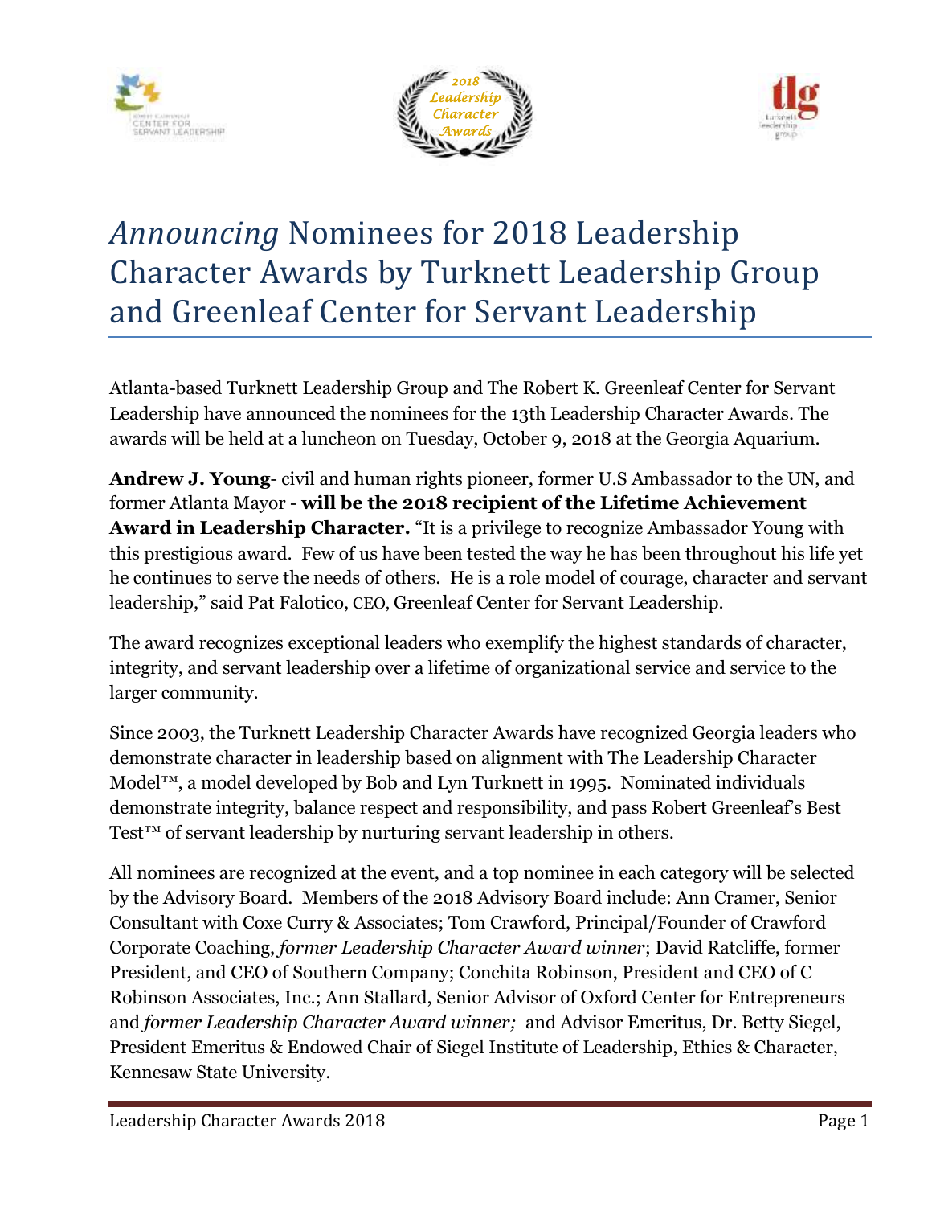# *Announcing* Nominees for 2018 Leadership Character Awards by Turknett Leadership Group and Greenleaf Center for Servant Leadership

Atlanta-based Turknett Leadership Group and The Robert K. Greenleaf Center for Servant Leadership have announced the nominees for the 13th Leadership Character Awards. The awards will be held at a luncheon on Tuesday, October 9, 2018 at the Georgia Aquarium.

**Andrew J. Young**- civil and human rights pioneer, former U.S Ambassador to the UN, and former Atlanta Mayor - **will be the 2018 recipient of the Lifetime Achievement Award in Leadership Character.** "It is a privilege to recognize Ambassador Young with this prestigious award. Few of us have been tested the way he has been throughout his life yet he continues to serve the needs of others. He is a role model of courage, character and servant leadership," said Pat Falotico, CEO, Greenleaf Center for Servant Leadership.

The award recognizes exceptional leaders who exemplify the highest standards of character, integrity, and servant leadership over a lifetime of organizational service and service to the larger community.

Since 2003, the Turknett Leadership Character Awards have recognized Georgia leaders who demonstrate character in leadership based on alignment with The Leadership Character Model™, a model developed by Bob and Lyn Turknett in 1995. Nominated individuals demonstrate integrity, balance respect and responsibility, and pass Robert Greenleaf's Best Test™ of servant leadership by nurturing servant leadership in others.

All nominees are recognized at the event, and a top nominee in each category will be selected by the Advisory Board. Members of the 2018 Advisory Board include: Ann Cramer, Senior Consultant with Coxe Curry & Associates; Tom Crawford, Principal/Founder of Crawford Corporate Coaching, *former Leadership Character Award winner*; David Ratcliffe, former President, and CEO of Southern Company; Conchita Robinson, President and CEO of C Robinson Associates, Inc.; Ann Stallard, Senior Advisor of Oxford Center for Entrepreneurs and *former Leadership Character Award winner;* and Advisor Emeritus, Dr. Betty Siegel, President Emeritus & Endowed Chair of Siegel Institute of Leadership, Ethics & Character, Kennesaw State University.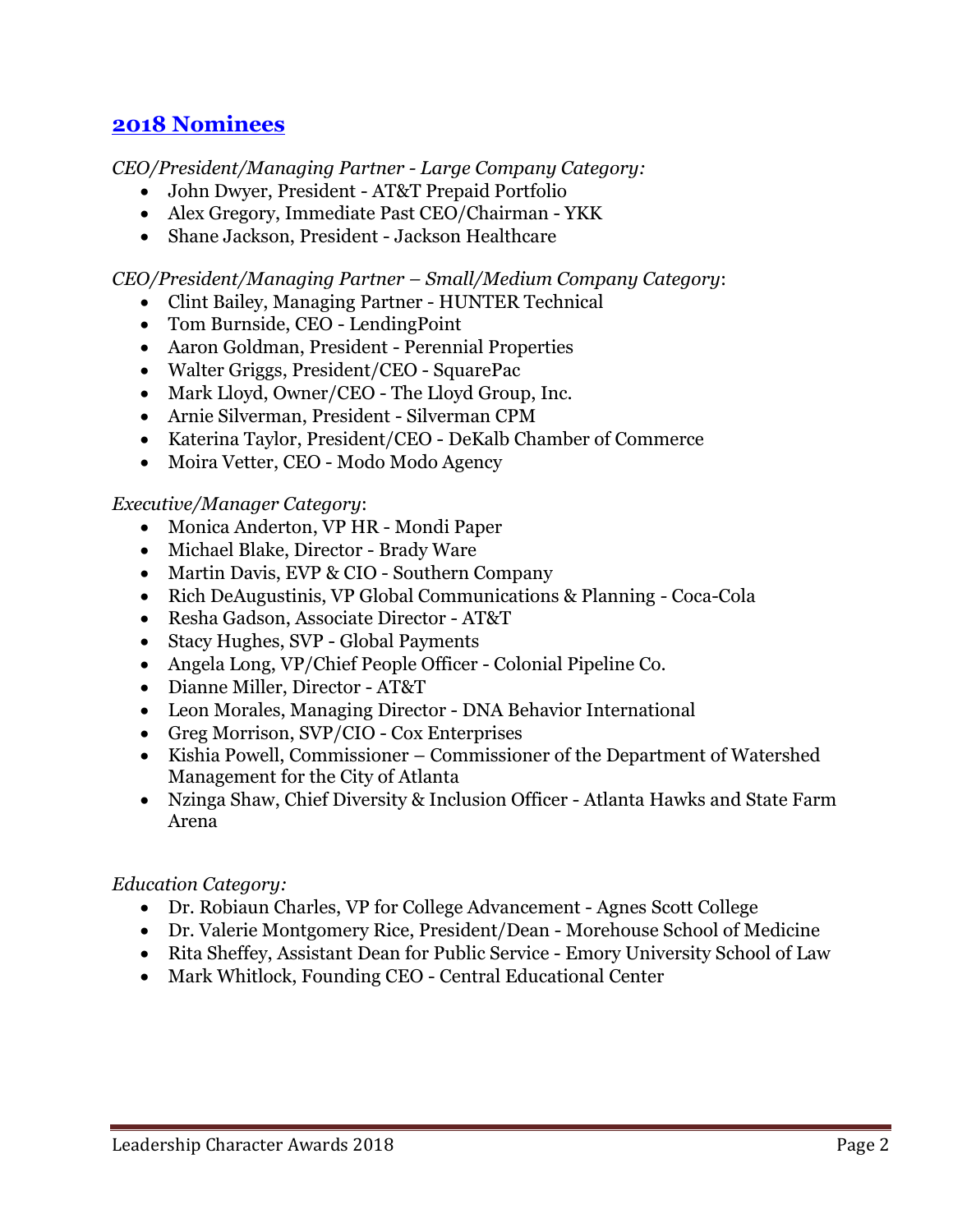## [2018 Nominees]

*CEO/President/Managing Partner - Large Company Category:*

- John Dwyer, President - AT&T Prepaid Portfolio
- Alex Gregory, Immediate Past CEO/Chairman - YKK
- Shane Jackson, President - Jackson Healthcare

*CEO/President/Managing Partner – Small/Medium Company Category*:

- Clint Bailey, Managing Partner - HUNTER Technical
- Tom Burnside, CEO - LendingPoint
- Aaron Goldman, President - Perennial Properties
- Walter Griggs, President/CEO - SquarePac
- Mark Lloyd, Owner/CEO - The Lloyd Group, Inc.
- Arnie Silverman, President - Silverman CPM
- Katerina Taylor, President/CEO - DeKalb Chamber of Commerce
- Moira Vetter, CEO - Modo Modo Agency

*Executive/Manager Category*:

- Monica Anderton, VP HR - Mondi Paper
- Michael Blake, Director - Brady Ware
- Martin Davis, EVP & CIO - Southern Company
- Rich DeAugustinis, VP Global Communications & Planning - Coca-Cola
- Resha Gadson, Associate Director - AT&T
- Stacy Hughes, SVP - Global Payments
- Angela Long, VP/Chief People Officer - Colonial Pipeline Co.
- Dianne Miller, Director - AT&T
- Leon Morales, Managing Director - DNA Behavior International
- Greg Morrison, SVP/CIO - Cox Enterprises
- Kishia Powell, Commissioner – Commissioner of the Department of Watershed Management for the City of Atlanta
- Nzinga Shaw, Chief Diversity & Inclusion Officer - Atlanta Hawks and State Farm Arena

*Education Category:*

- Dr. Robiaun Charles, VP for College Advancement - Agnes Scott College
- Dr. Valerie Montgomery Rice, President/Dean - Morehouse School of Medicine
- Rita Sheffey, Assistant Dean for Public Service - Emory University School of Law
- Mark Whitlock, Founding CEO - Central Educational Center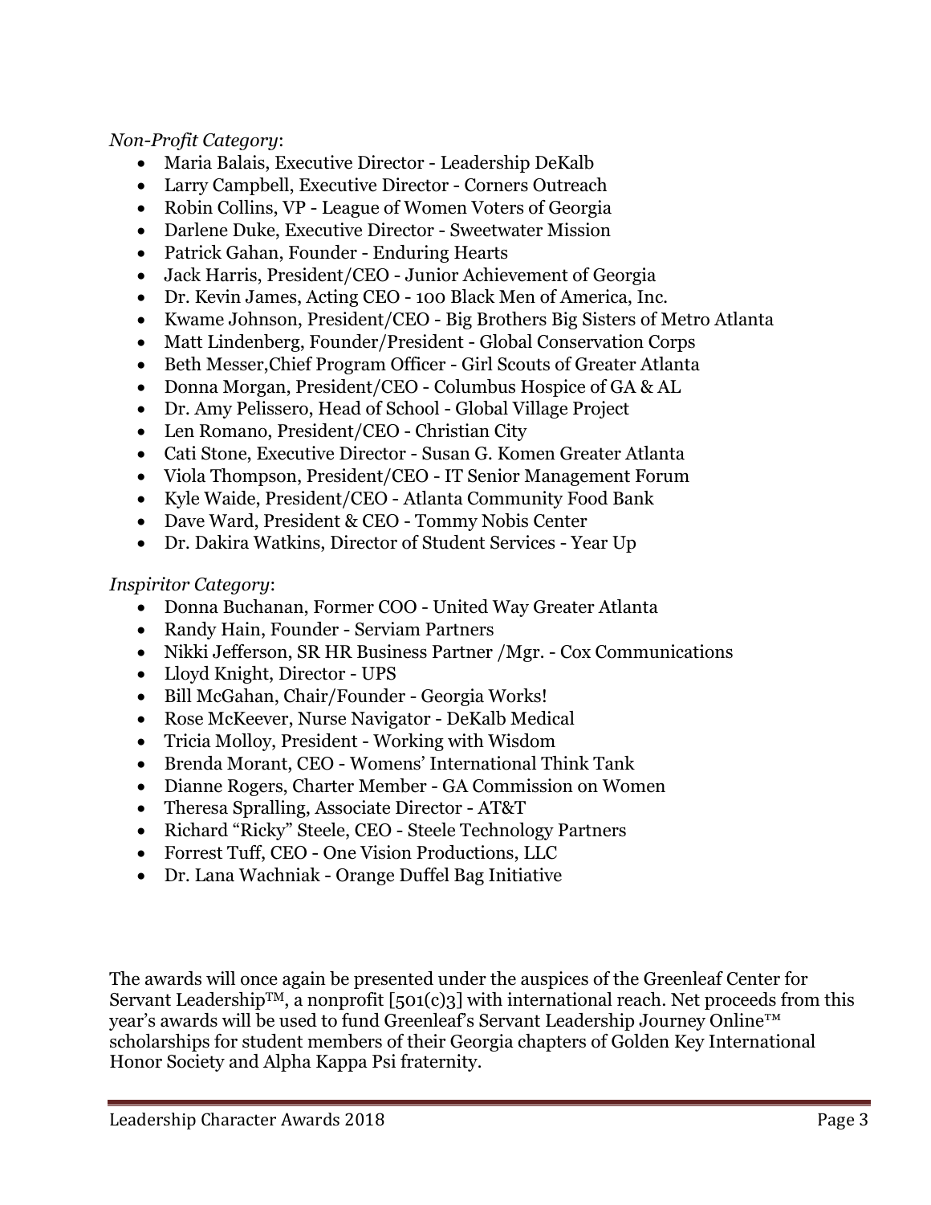*Non-Profit Category*:

- Maria Balais, Executive Director - Leadership DeKalb
- Larry Campbell, Executive Director - Corners Outreach
- Robin Collins, VP - League of Women Voters of Georgia
- Darlene Duke, Executive Director - Sweetwater Mission
- Patrick Gahan, Founder - Enduring Hearts
- Jack Harris, President/CEO - Junior Achievement of Georgia
- Dr. Kevin James, Acting CEO - 100 Black Men of America, Inc.
- Kwame Johnson, President/CEO - Big Brothers Big Sisters of Metro Atlanta
- Matt Lindenberg, Founder/President - Global Conservation Corps
- Beth Messer,Chief Program Officer - Girl Scouts of Greater Atlanta
- Donna Morgan, President/CEO - Columbus Hospice of GA & AL
- Dr. Amy Pelissero, Head of School - Global Village Project
- Len Romano, President/CEO - Christian City
- Cati Stone, Executive Director - Susan G. Komen Greater Atlanta
- Viola Thompson, President/CEO - IT Senior Management Forum
- Kyle Waide, President/CEO - Atlanta Community Food Bank
- Dave Ward, President & CEO - Tommy Nobis Center
- Dr. Dakira Watkins, Director of Student Services - Year Up

*Inspiritor Category*:

- Donna Buchanan, Former COO - United Way Greater Atlanta
- Randy Hain, Founder - Serviam Partners
- Nikki Jefferson, SR HR Business Partner /Mgr. - Cox Communications
- Lloyd Knight, Director - UPS
- Bill McGahan, Chair/Founder - Georgia Works!
- Rose McKeever, Nurse Navigator - DeKalb Medical
- Tricia Molloy, President - Working with Wisdom
- Brenda Morant, CEO - Womens' International Think Tank
- Dianne Rogers, Charter Member - GA Commission on Women
- Theresa Spralling, Associate Director - AT&T
- Richard "Ricky" Steele, CEO - Steele Technology Partners
- Forrest Tuff, CEO - One Vision Productions, LLC
- Dr. Lana Wachniak - Orange Duffel Bag Initiative

The awards will once again be presented under the auspices of the Greenleaf Center for Servant Leadership™, a nonprofit [501(c)3] with international reach. Net proceeds from this year's awards will be used to fund Greenleaf's Servant Leadership Journey Online™ scholarships for student members of their Georgia chapters of Golden Key International Honor Society and Alpha Kappa Psi fraternity.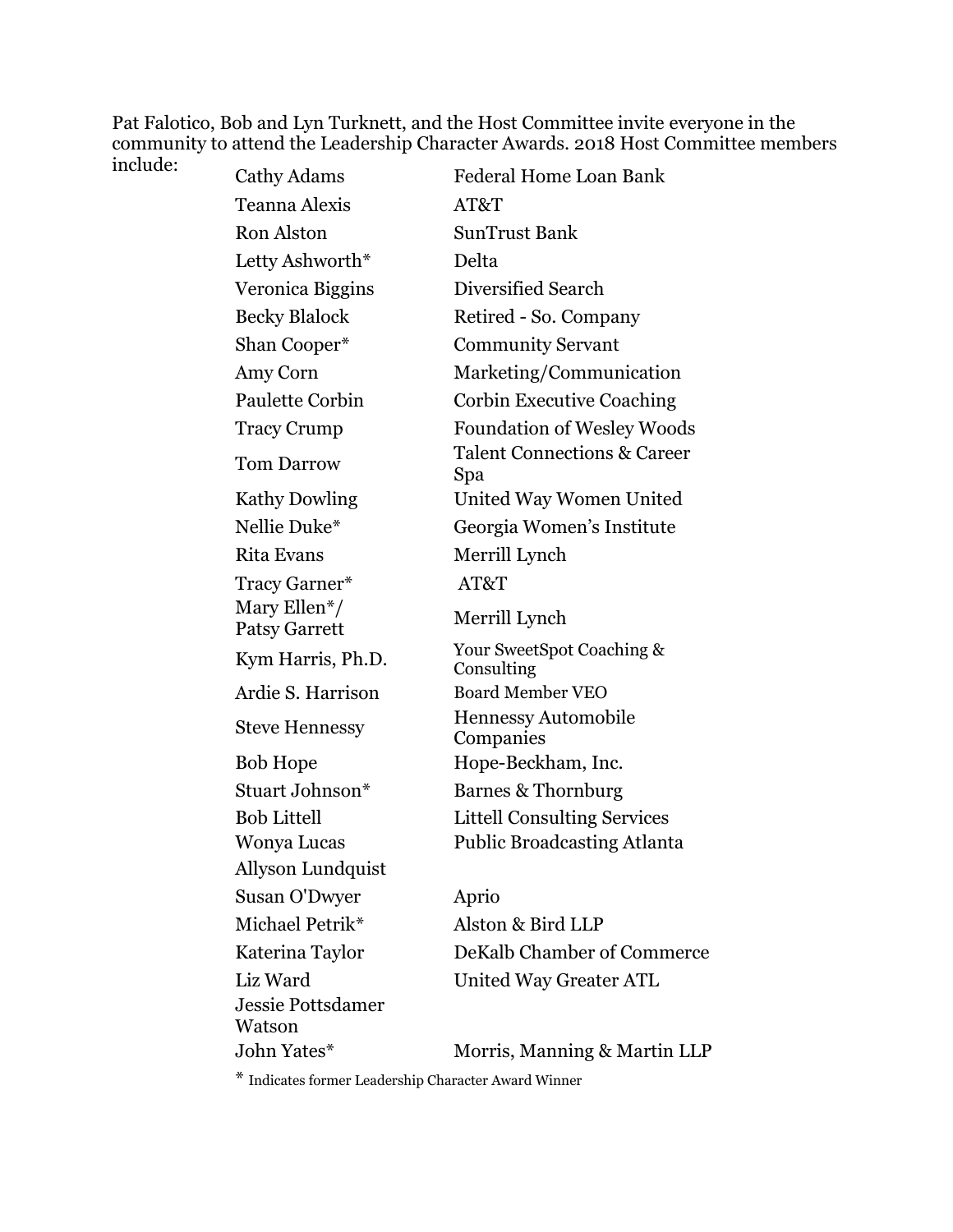Pat Falotico, Bob and Lyn Turknett, and the Host Committee invite everyone in the community to attend the Leadership Character Awards. 2018 Host Committee members include:

| Name | Organization |
|---|---|
| Cathy Adams | Federal Home Loan Bank |
| Teanna Alexis | AT&T |
| Ron Alston | SunTrust Bank |
| Letty Ashworth* | Delta |
| Veronica Biggins | Diversified Search |
| Becky Blalock | Retired - So. Company |
| Shan Cooper* | Community Servant |
| Amy Corn | Marketing/Communication |
| Paulette Corbin | Corbin Executive Coaching |
| Tracy Crump | Foundation of Wesley Woods |
| Tom Darrow | Talent Connections & Career Spa |
| Kathy Dowling | United Way Women United |
| Nellie Duke* | Georgia Women's Institute |
| Rita Evans | Merrill Lynch |
| Tracy Garner* | AT&T |
| Mary Ellen*/ Patsy Garrett | Merrill Lynch |
| Kym Harris, Ph.D. | Your SweetSpot Coaching & Consulting |
| Ardie S. Harrison | Board Member VEO |
| Steve Hennessy | Hennessy Automobile Companies |
| Bob Hope | Hope-Beckham, Inc. |
| Stuart Johnson* | Barnes & Thornburg |
| Bob Littell | Littell Consulting Services |
| Wonya Lucas | Public Broadcasting Atlanta |
| Allyson Lundquist | |
| Susan O'Dwyer | Aprio |
| Michael Petrik* | Alston & Bird LLP |
| Katerina Taylor | DeKalb Chamber of Commerce |
| Liz Ward | United Way Greater ATL |
| Jessie Pottsdamer Watson | |
| John Yates* | Morris, Manning & Martin LLP |

* Indicates former Leadership Character Award Winner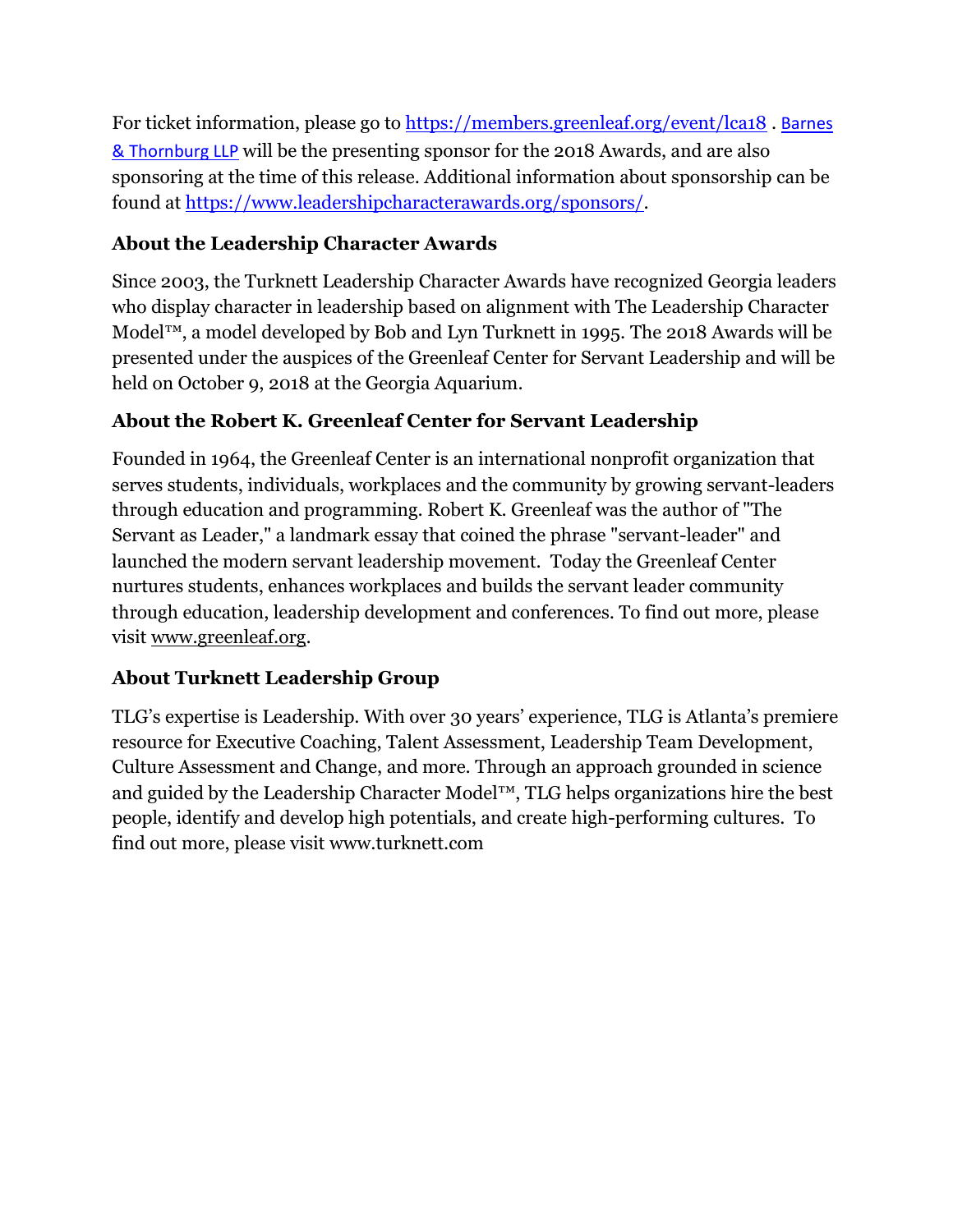For ticket information, please go to https://members.greenleaf.org/event/lca18 . Barnes & Thornburg LLP will be the presenting sponsor for the 2018 Awards, and are also sponsoring at the time of this release. Additional information about sponsorship can be found at https://www.leadershipcharacterawards.org/sponsors/.

### About the Leadership Character Awards

Since 2003, the Turknett Leadership Character Awards have recognized Georgia leaders who display character in leadership based on alignment with The Leadership Character Model™, a model developed by Bob and Lyn Turknett in 1995. The 2018 Awards will be presented under the auspices of the Greenleaf Center for Servant Leadership and will be held on October 9, 2018 at the Georgia Aquarium.

### About the Robert K. Greenleaf Center for Servant Leadership

Founded in 1964, the Greenleaf Center is an international nonprofit organization that serves students, individuals, workplaces and the community by growing servant-leaders through education and programming. Robert K. Greenleaf was the author of "The Servant as Leader," a landmark essay that coined the phrase "servant-leader" and launched the modern servant leadership movement. Today the Greenleaf Center nurtures students, enhances workplaces and builds the servant leader community through education, leadership development and conferences. To find out more, please visit www.greenleaf.org.

### About Turknett Leadership Group

TLG's expertise is Leadership. With over 30 years' experience, TLG is Atlanta's premiere resource for Executive Coaching, Talent Assessment, Leadership Team Development, Culture Assessment and Change, and more. Through an approach grounded in science and guided by the Leadership Character Model™, TLG helps organizations hire the best people, identify and develop high potentials, and create high-performing cultures. To find out more, please visit www.turknett.com